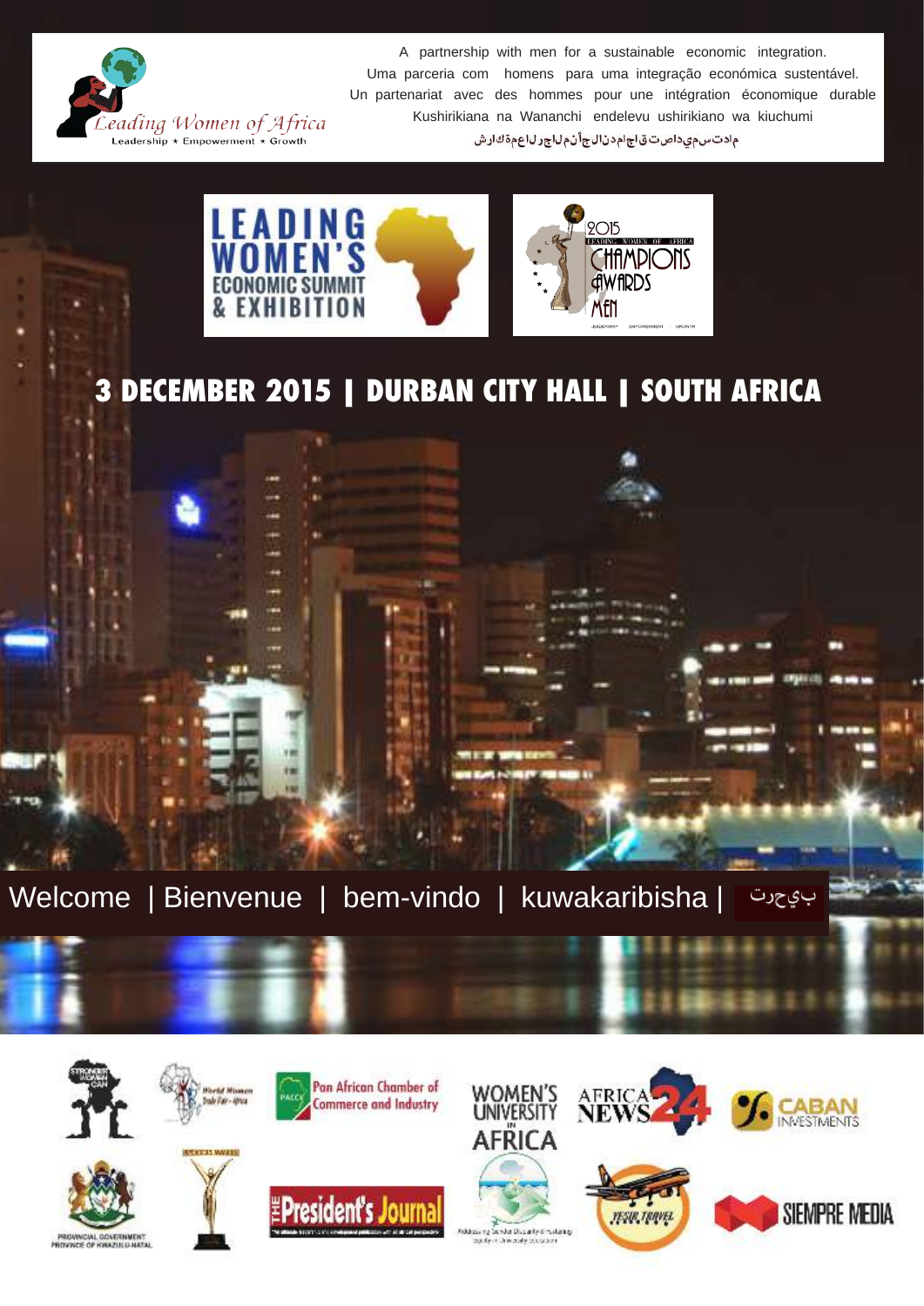Leading Women of Africa

Leadership ★ Empowerment ★ Growth

A partnership with men for a sustainable economic integration.

Uma parceria com homens para uma integração económica sustentável.

Un partenariat avec des hommes pour une intégration économique durable

Kushirikiana na Wananchi endelevu ushirikiano wa kiuchumi

شراكة مع الرجال من أجل تكامل اقتصادي مستدام

LEADING WOMEN'S ECONOMIC SUMMIT & EXHIBITION

2015 LEADING WOMEN OF AFRICA CHAMPIONS AWARDS MEN

# 3 DECEMBER 2015 | DURBAN CITY HALL | SOUTH AFRICA

Welcome | Bienvenue | bem-vindo | kuwakaribisha | ترحيب

Stronger Women Can | World Women Trade Fair - Africa | Pan African Chamber of Commerce and Industry | Women's University in Africa | Africa News 24 | Caban Investments

Provincial Government Province of KwaZulu-Natal | The President's Journal | Yesir Travel | Siempre Media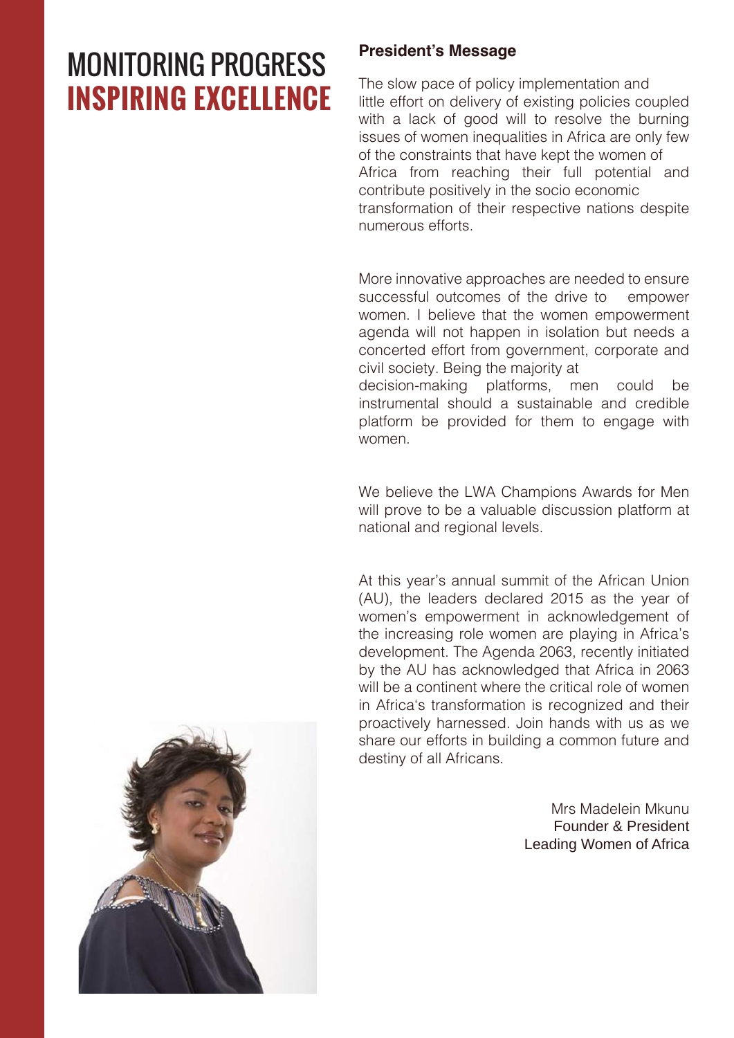# MONITORING PROGRESS INSPIRING EXCELLENCE

**President's Message**

The slow pace of policy implementation and little effort on delivery of existing policies coupled with a lack of good will to resolve the burning issues of women inequalities in Africa are only few of the constraints that have kept the women of Africa from reaching their full potential and contribute positively in the socio economic transformation of their respective nations despite numerous efforts.

More innovative approaches are needed to ensure successful outcomes of the drive to empower women. I believe that the women empowerment agenda will not happen in isolation but needs a concerted effort from government, corporate and civil society. Being the majority at decision-making platforms, men could be instrumental should a sustainable and credible platform be provided for them to engage with women.

We believe the LWA Champions Awards for Men will prove to be a valuable discussion platform at national and regional levels.

At this year's annual summit of the African Union (AU), the leaders declared 2015 as the year of women's empowerment in acknowledgement of the increasing role women are playing in Africa's development. The Agenda 2063, recently initiated by the AU has acknowledged that Africa in 2063 will be a continent where the critical role of women in Africa's transformation is recognized and their proactively harnessed. Join hands with us as we share our efforts in building a common future and destiny of all Africans.

Mrs Madelein Mkunu
Founder & President
Leading Women of Africa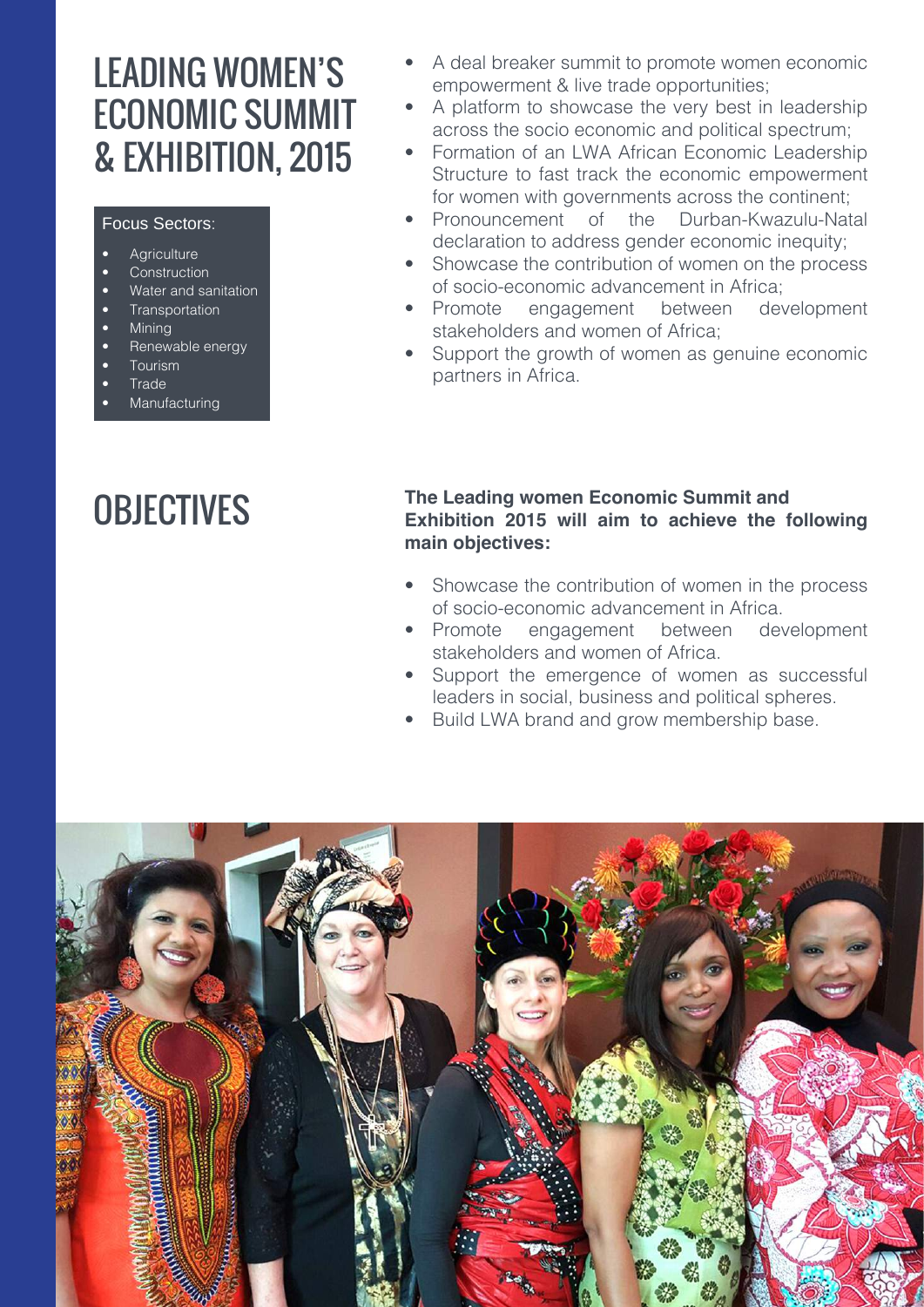# LEADING WOMEN'S ECONOMIC SUMMIT & EXHIBITION, 2015

Focus Sectors:

- Agriculture
- Construction
- Water and sanitation
- Transportation
- Mining
- Renewable energy
- Tourism
- Trade
- Manufacturing

- A deal breaker summit to promote women economic empowerment & live trade opportunities;
- A platform to showcase the very best in leadership across the socio economic and political spectrum;
- Formation of an LWA African Economic Leadership Structure to fast track the economic empowerment for women with governments across the continent;
- Pronouncement of the Durban-Kwazulu-Natal declaration to address gender economic inequity;
- Showcase the contribution of women on the process of socio-economic advancement in Africa;
- Promote engagement between development stakeholders and women of Africa;
- Support the growth of women as genuine economic partners in Africa.

# OBJECTIVES

**The Leading women Economic Summit and Exhibition 2015 will aim to achieve the following main objectives:**

- Showcase the contribution of women in the process of socio-economic advancement in Africa.
- Promote engagement between development stakeholders and women of Africa.
- Support the emergence of women as successful leaders in social, business and political spheres.
- Build LWA brand and grow membership base.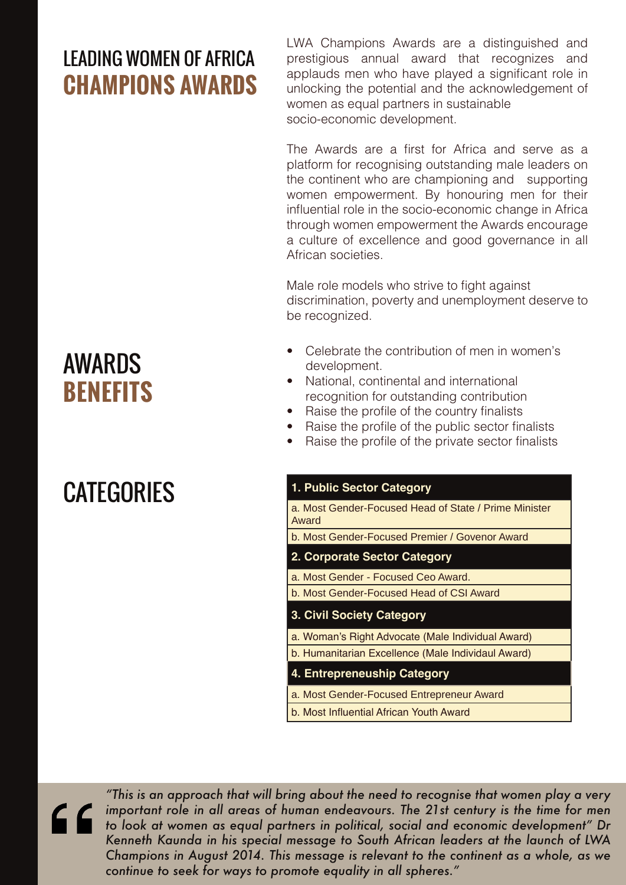# LEADING WOMEN OF AFRICA **CHAMPIONS AWARDS**

LWA Champions Awards are a distinguished and prestigious annual award that recognizes and applauds men who have played a significant role in unlocking the potential and the acknowledgement of women as equal partners in sustainable socio-economic development.

The Awards are a first for Africa and serve as a platform for recognising outstanding male leaders on the continent who are championing and supporting women empowerment. By honouring men for their influential role in the socio-economic change in Africa through women empowerment the Awards encourage a culture of excellence and good governance in all African societies.

Male role models who strive to fight against discrimination, poverty and unemployment deserve to be recognized.

# AWARDS **BENEFITS**

- Celebrate the contribution of men in women's development.
- National, continental and international recognition for outstanding contribution
- Raise the profile of the country finalists
- Raise the profile of the public sector finalists
- Raise the profile of the private sector finalists

# CATEGORIES

| |
|---|
| **1. Public Sector Category** |
| a. Most Gender-Focused Head of State / Prime Minister Award |
| b. Most Gender-Focused Premier / Govenor Award |
| **2. Corporate Sector Category** |
| a. Most Gender - Focused Ceo Award. |
| b. Most Gender-Focused Head of CSI Award |
| **3. Civil Society Category** |
| a. Woman's Right Advocate (Male Individual Award) |
| b. Humanitarian Excellence (Male Individaul Award) |
| **4. Entrepreneuship Category** |
| a. Most Gender-Focused Entrepreneur Award |
| b. Most Influential African Youth Award |

*"This is an approach that will bring about the need to recognise that women play a very important role in all areas of human endeavours. The 21st century is the time for men to look at women as equal partners in political, social and economic development" Dr Kenneth Kaunda in his special message to South African leaders at the launch of LWA Champions in August 2014. This message is relevant to the continent as a whole, as we continue to seek for ways to promote equality in all spheres."*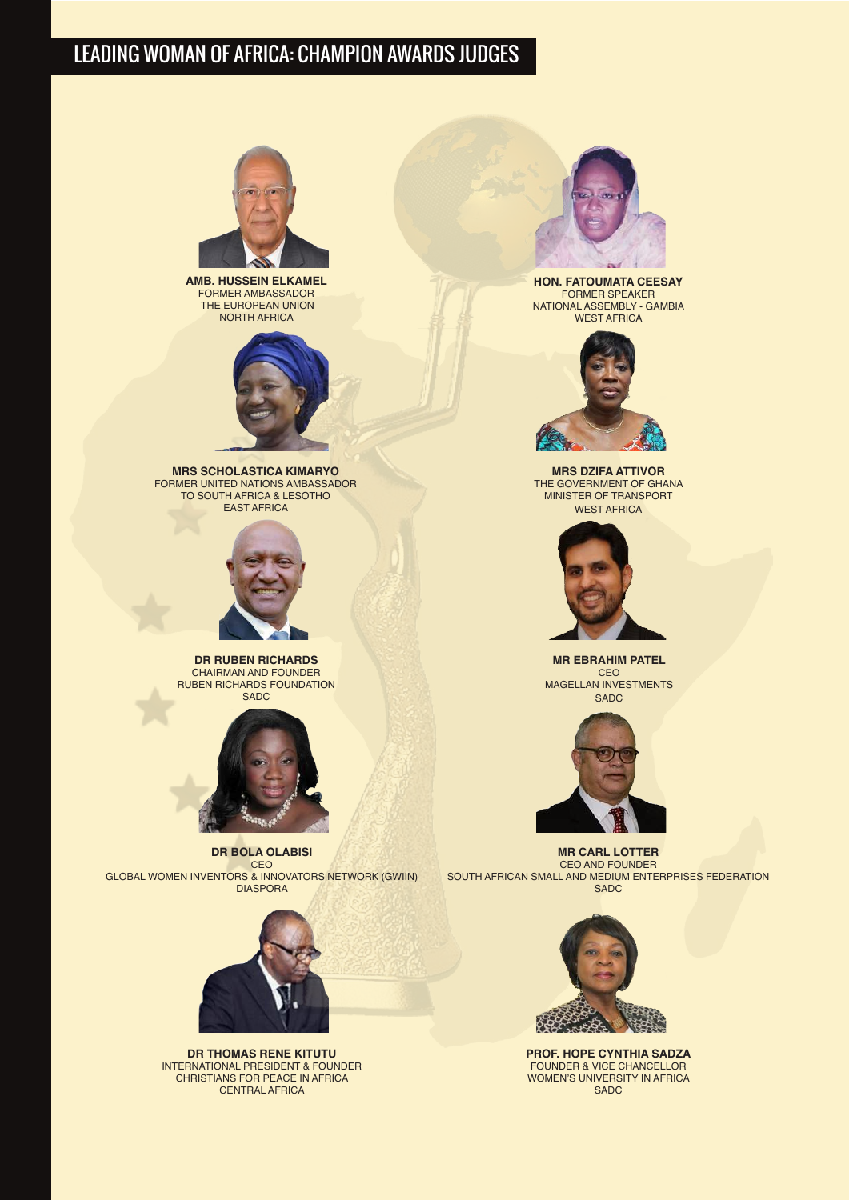# LEADING WOMAN OF AFRICA: CHAMPION AWARDS JUDGES

**AMB. HUSSEIN ELKAMEL**
FORMER AMBASSADOR
THE EUROPEAN UNION
NORTH AFRICA

**HON. FATOUMATA CEESAY**
FORMER SPEAKER
NATIONAL ASSEMBLY - GAMBIA
WEST AFRICA

**MRS SCHOLASTICA KIMARYO**
FORMER UNITED NATIONS AMBASSADOR
TO SOUTH AFRICA & LESOTHO
EAST AFRICA

**MRS DZIFA ATTIVOR**
THE GOVERNMENT OF GHANA
MINISTER OF TRANSPORT
WEST AFRICA

**DR RUBEN RICHARDS**
CHAIRMAN AND FOUNDER
RUBEN RICHARDS FOUNDATION
SADC

**MR EBRAHIM PATEL**
CEO
MAGELLAN INVESTMENTS
SADC

**DR BOLA OLABISI**
CEO
GLOBAL WOMEN INVENTORS & INNOVATORS NETWORK (GWIIN)
DIASPORA

**MR CARL LOTTER**
CEO AND FOUNDER
SOUTH AFRICAN SMALL AND MEDIUM ENTERPRISES FEDERATION
SADC

**DR THOMAS RENE KITUTU**
INTERNATIONAL PRESIDENT & FOUNDER
CHRISTIANS FOR PEACE IN AFRICA
CENTRAL AFRICA

**PROF. HOPE CYNTHIA SADZA**
FOUNDER & VICE CHANCELLOR
WOMEN'S UNIVERSITY IN AFRICA
SADC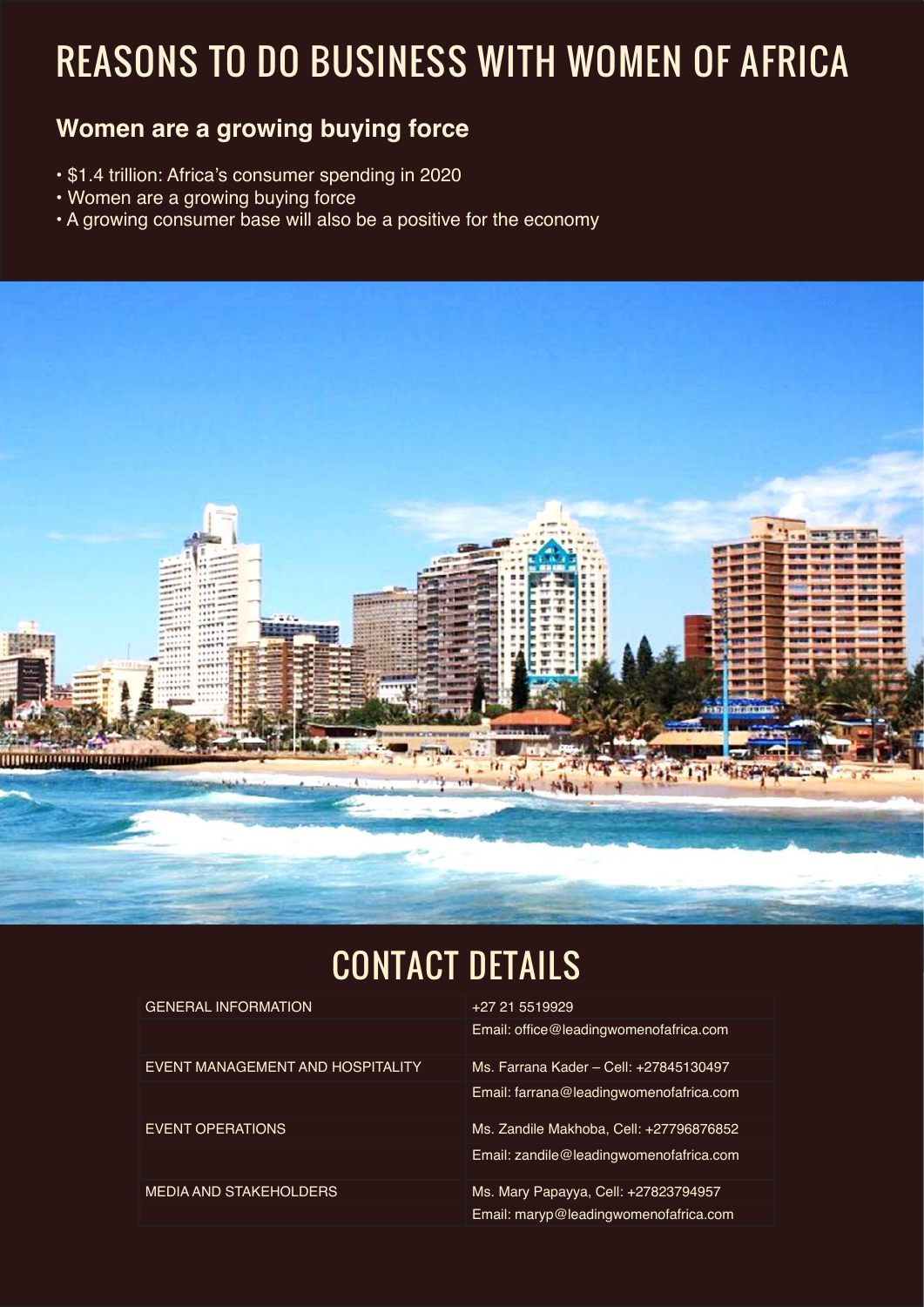# REASONS TO DO BUSINESS WITH WOMEN OF AFRICA

### Women are a growing buying force

- $1.4 trillion: Africa's consumer spending in 2020
- Women are a growing buying force
- A growing consumer base will also be a positive for the economy

# CONTACT DETAILS

| | |
|---|---|
| GENERAL INFORMATION | +27 21 5519929 |
| | Email: office@leadingwomenofafrica.com |
| EVENT MANAGEMENT AND HOSPITALITY | Ms. Farrana Kader – Cell: +27845130497 |
| | Email: farrana@leadingwomenofafrica.com |
| EVENT OPERATIONS | Ms. Zandile Makhoba, Cell: +27796876852 |
| | Email: zandile@leadingwomenofafrica.com |
| MEDIA AND STAKEHOLDERS | Ms. Mary Papayya, Cell: +27823794957 |
| | Email: maryp@leadingwomenofafrica.com |